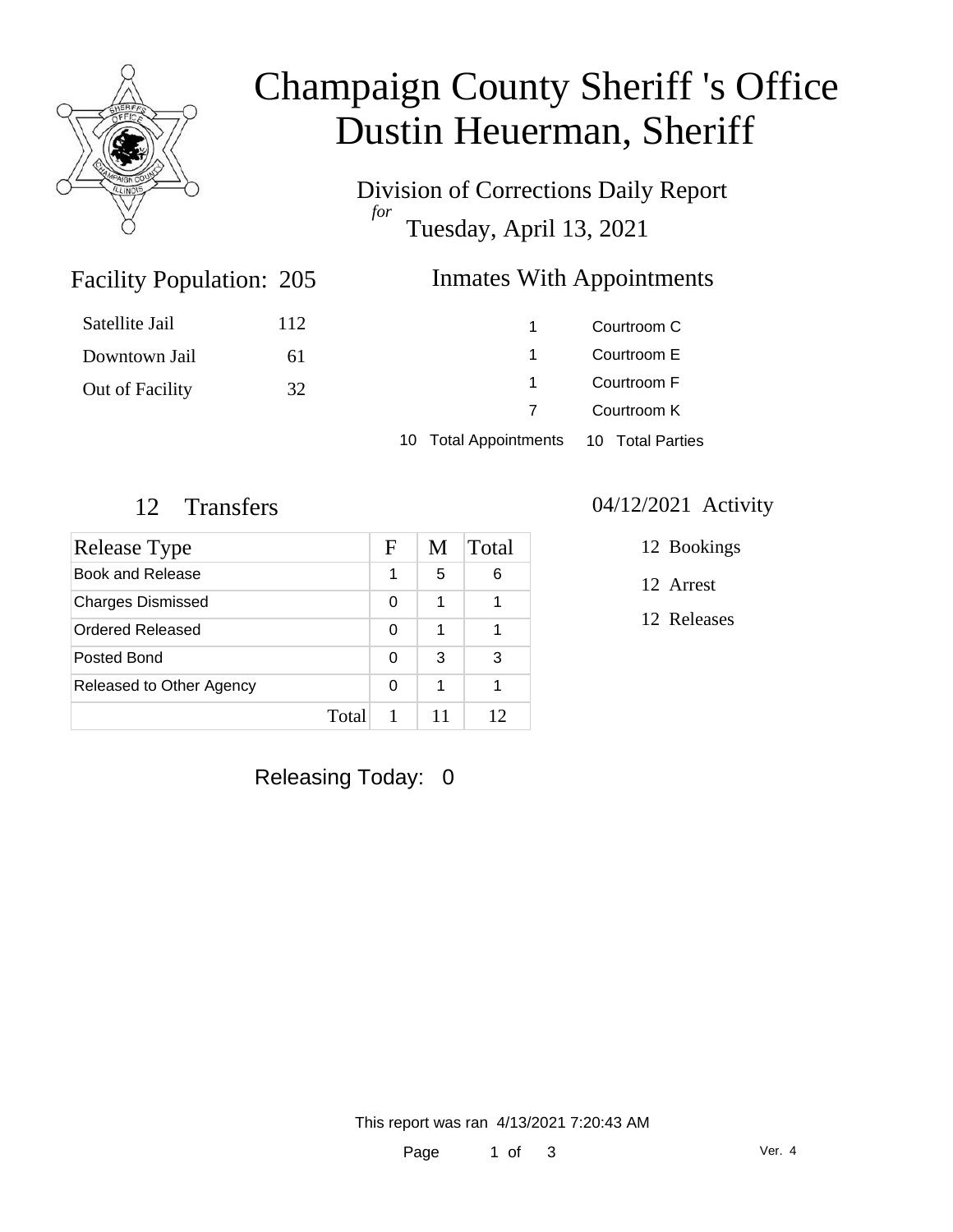# Champaign County Sheriff 's Office
# Dustin Heuerman, Sheriff

Division of Corrections Daily Report

*for*

Tuesday, April 13, 2021

## Facility Population: 205

| | |
|---|---|
| Satellite Jail | 112 |
| Downtown Jail | 61 |
| Out of Facility | 32 |

## Inmates With Appointments

| | |
|---|---|
| 1 | Courtroom C |
| 1 | Courtroom E |
| 1 | Courtroom F |
| 7 | Courtroom K |

10 Total Appointments 10 Total Parties

## 12 Transfers

| Release Type | F | M | Total |
|---|---|---|---|
| Book and Release | 1 | 5 | 6 |
| Charges Dismissed | 0 | 1 | 1 |
| Ordered Released | 0 | 1 | 1 |
| Posted Bond | 0 | 3 | 3 |
| Released to Other Agency | 0 | 1 | 1 |
| Total | 1 | 11 | 12 |

## 04/12/2021 Activity

12 Bookings

12 Arrest

12 Releases

Releasing Today: 0

This report was ran 4/13/2021 7:20:43 AM

Ver. 4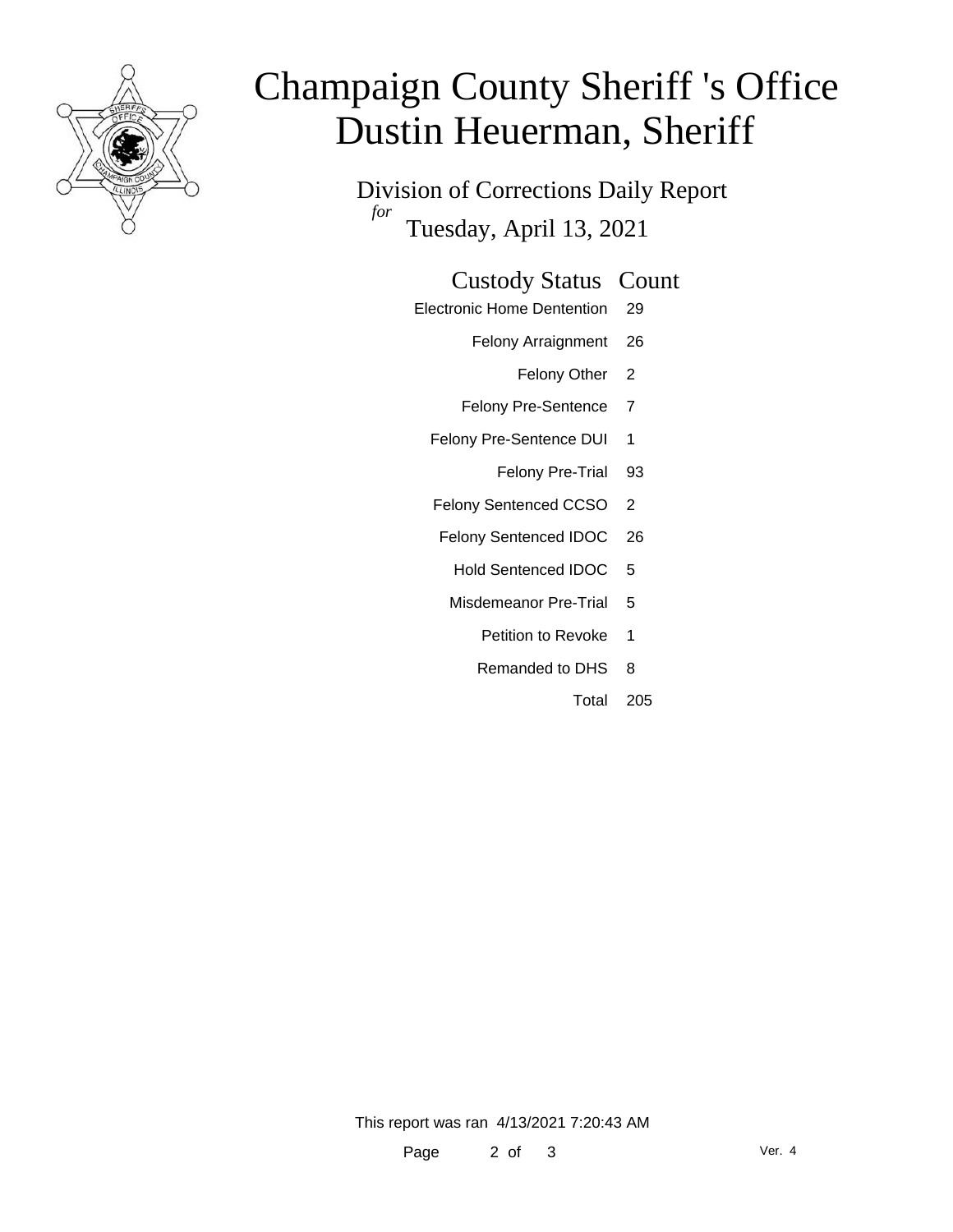# Champaign County Sheriff 's Office
# Dustin Heuerman, Sheriff

Division of Corrections Daily Report

*for* Tuesday, April 13, 2021

| Custody Status | Count |
|---|---|
| Electronic Home Dentention | 29 |
| Felony Arraignment | 26 |
| Felony Other | 2 |
| Felony Pre-Sentence | 7 |
| Felony Pre-Sentence DUI | 1 |
| Felony Pre-Trial | 93 |
| Felony Sentenced CCSO | 2 |
| Felony Sentenced IDOC | 26 |
| Hold Sentenced IDOC | 5 |
| Misdemeanor Pre-Trial | 5 |
| Petition to Revoke | 1 |
| Remanded to DHS | 8 |
| Total | 205 |

This report was ran 4/13/2021 7:20:43 AM

Ver. 4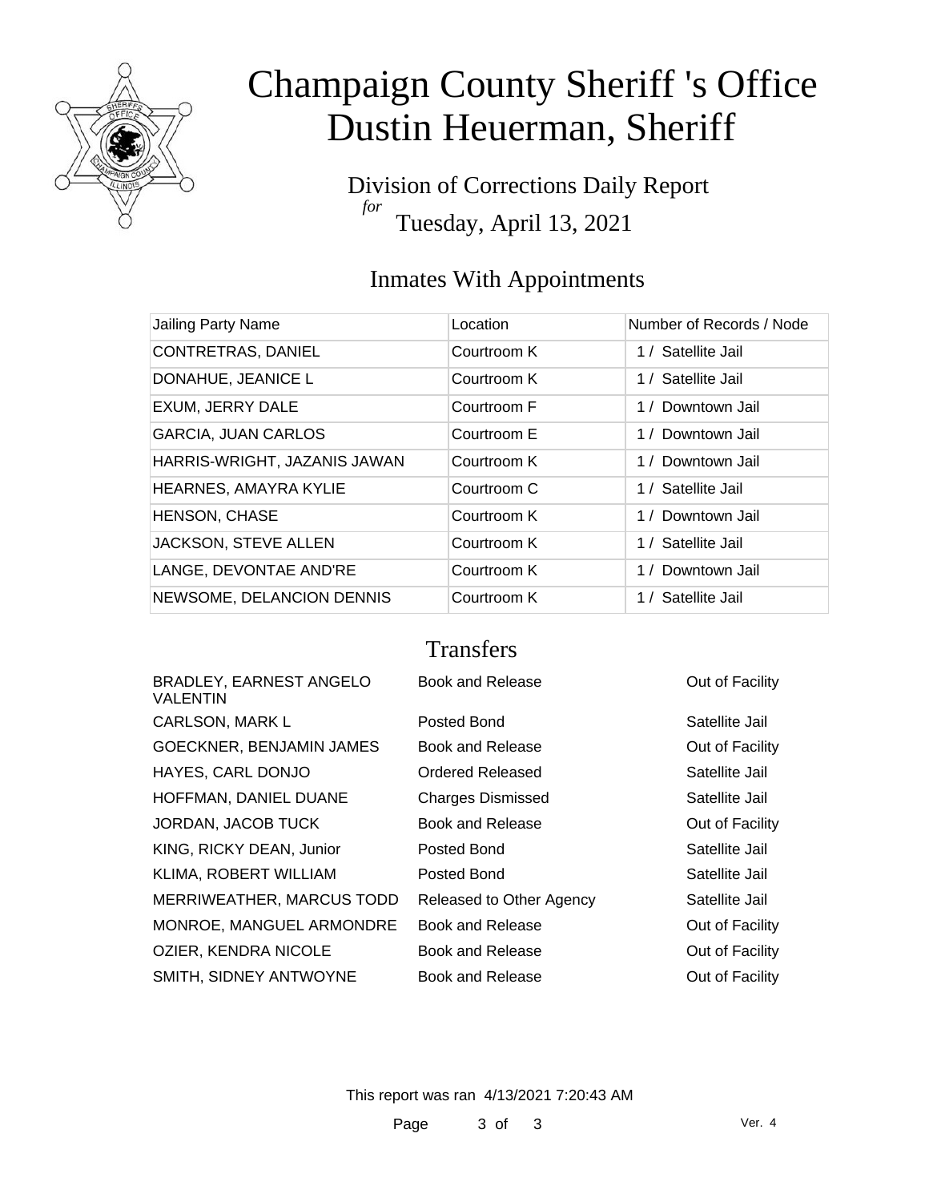# Champaign County Sheriff 's Office
# Dustin Heuerman, Sheriff

Division of Corrections Daily Report
*for*
Tuesday, April 13, 2021

## Inmates With Appointments

| Jailing Party Name | Location | Number of Records / Node |
|---|---|---|
| CONTRETRAS, DANIEL | Courtroom K | 1 / Satellite Jail |
| DONAHUE, JEANICE L | Courtroom K | 1 / Satellite Jail |
| EXUM, JERRY DALE | Courtroom F | 1 / Downtown Jail |
| GARCIA, JUAN CARLOS | Courtroom E | 1 / Downtown Jail |
| HARRIS-WRIGHT, JAZANIS JAWAN | Courtroom K | 1 / Downtown Jail |
| HEARNES, AMAYRA KYLIE | Courtroom C | 1 / Satellite Jail |
| HENSON, CHASE | Courtroom K | 1 / Downtown Jail |
| JACKSON, STEVE ALLEN | Courtroom K | 1 / Satellite Jail |
| LANGE, DEVONTAE AND'RE | Courtroom K | 1 / Downtown Jail |
| NEWSOME, DELANCION DENNIS | Courtroom K | 1 / Satellite Jail |

## Transfers

| | | |
|---|---|---|
| BRADLEY, EARNEST ANGELO VALENTIN | Book and Release | Out of Facility |
| CARLSON, MARK L | Posted Bond | Satellite Jail |
| GOECKNER, BENJAMIN JAMES | Book and Release | Out of Facility |
| HAYES, CARL DONJO | Ordered Released | Satellite Jail |
| HOFFMAN, DANIEL DUANE | Charges Dismissed | Satellite Jail |
| JORDAN, JACOB TUCK | Book and Release | Out of Facility |
| KING, RICKY DEAN, Junior | Posted Bond | Satellite Jail |
| KLIMA, ROBERT WILLIAM | Posted Bond | Satellite Jail |
| MERRIWEATHER, MARCUS TODD | Released to Other Agency | Satellite Jail |
| MONROE, MANGUEL ARMONDRE | Book and Release | Out of Facility |
| OZIER, KENDRA NICOLE | Book and Release | Out of Facility |
| SMITH, SIDNEY ANTWOYNE | Book and Release | Out of Facility |

This report was ran 4/13/2021 7:20:43 AM

Ver. 4